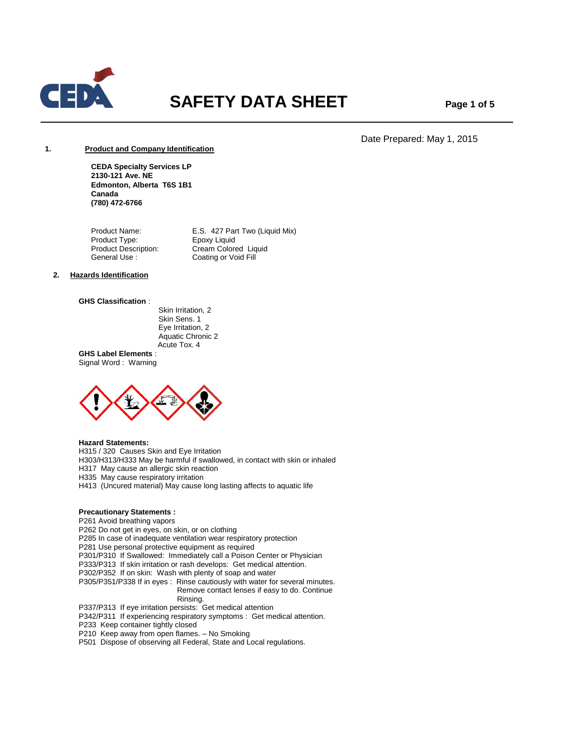# SAFETY DATA SHEET

Date Prepared: May 1, 2015

## 1. Product and Company Identification

**CEDA Specialty Services LP**
**2130-121 Ave. NE**
**Edmonton, Alberta T6S 1B1**
**Canada**
**(780) 472-6766**

| | |
|---|---|
| Product Name: | E.S. 427 Part Two (Liquid Mix) |
| Product Type: | Epoxy Liquid |
| Product Description: | Cream Colored Liquid |
| General Use : | Coating or Void Fill |

## 2. Hazards Identification

**GHS Classification** :

- Skin Irritation, 2
- Skin Sens. 1
- Eye Irritation, 2
- Aquatic Chronic 2
- Acute Tox. 4

**GHS Label Elements** :
Signal Word : Warning

**Hazard Statements:**
H315 / 320 Causes Skin and Eye Irritation
H303/H313/H333 May be harmful if swallowed, in contact with skin or inhaled
H317 May cause an allergic skin reaction
H335 May cause respiratory irritation
H413 (Uncured material) May cause long lasting affects to aquatic life

**Precautionary Statements :**
P261 Avoid breathing vapors
P262 Do not get in eyes, on skin, or on clothing
P285 In case of inadequate ventilation wear respiratory protection
P281 Use personal protective equipment as required
P301/P310 If Swallowed: Immediately call a Poison Center or Physician
P333/P313 If skin irritation or rash develops: Get medical attention.
P302/P352 If on skin: Wash with plenty of soap and water
P305/P351/P338 If in eyes : Rinse cautiously with water for several minutes. Remove contact lenses if easy to do. Continue Rinsing.
P337/P313 If eye irritation persists: Get medical attention
P342/P311 If experiencing respiratory symptoms : Get medical attention.
P233 Keep container tightly closed
P210 Keep away from open flames. – No Smoking
P501 Dispose of observing all Federal, State and Local regulations.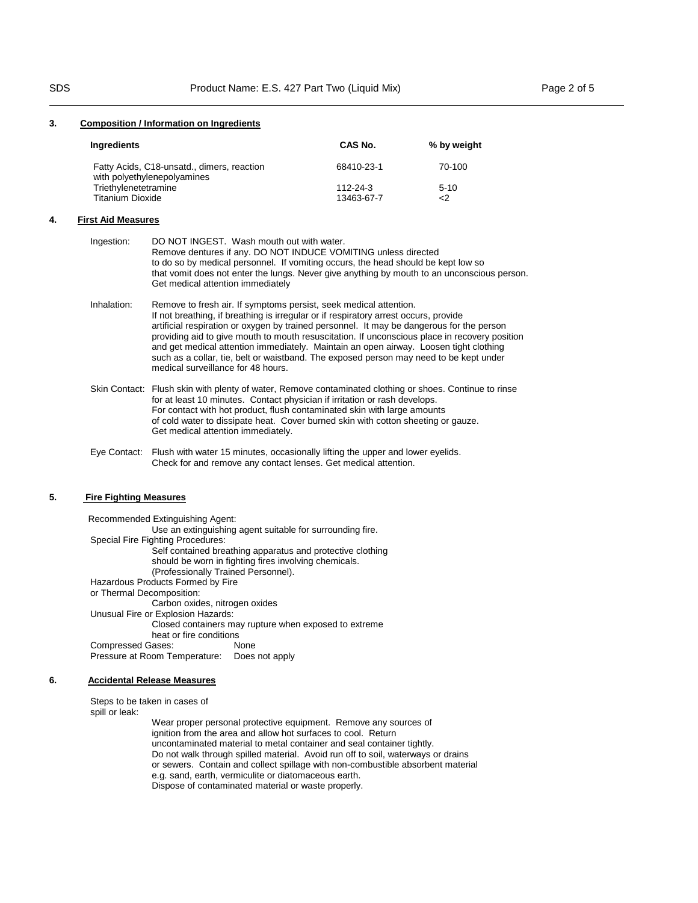## 3. Composition / Information on Ingredients

| Ingredients | CAS No. | % by weight |
|---|---|---|
| Fatty Acids, C18-unsatd., dimers, reaction with polyethylenepolyamines | 68410-23-1 | 70-100 |
| Triethylenetetramine | 112-24-3 | 5-10 |
| Titanium Dioxide | 13463-67-7 | <2 |

## 4. First Aid Measures

**Ingestion:** DO NOT INGEST. Wash mouth out with water. Remove dentures if any. DO NOT INDUCE VOMITING unless directed to do so by medical personnel. If vomiting occurs, the head should be kept low so that vomit does not enter the lungs. Never give anything by mouth to an unconscious person. Get medical attention immediately

**Inhalation:** Remove to fresh air. If symptoms persist, seek medical attention. If not breathing, if breathing is irregular or if respiratory arrest occurs, provide artificial respiration or oxygen by trained personnel. It may be dangerous for the person providing aid to give mouth to mouth resuscitation. If unconscious place in recovery position and get medical attention immediately. Maintain an open airway. Loosen tight clothing such as a collar, tie, belt or waistband. The exposed person may need to be kept under medical surveillance for 48 hours.

**Skin Contact:** Flush skin with plenty of water, Remove contaminated clothing or shoes. Continue to rinse for at least 10 minutes. Contact physician if irritation or rash develops. For contact with hot product, flush contaminated skin with large amounts of cold water to dissipate heat. Cover burned skin with cotton sheeting or gauze. Get medical attention immediately.

**Eye Contact:** Flush with water 15 minutes, occasionally lifting the upper and lower eyelids. Check for and remove any contact lenses. Get medical attention.

## 5. Fire Fighting Measures

Recommended Extinguishing Agent:
Use an extinguishing agent suitable for surrounding fire.

Special Fire Fighting Procedures:
Self contained breathing apparatus and protective clothing should be worn in fighting fires involving chemicals. (Professionally Trained Personnel).

Hazardous Products Formed by Fire or Thermal Decomposition:
Carbon oxides, nitrogen oxides

Unusual Fire or Explosion Hazards:
Closed containers may rupture when exposed to extreme heat or fire conditions

Compressed Gases: None

Pressure at Room Temperature: Does not apply

## 6. Accidental Release Measures

Steps to be taken in cases of spill or leak:
Wear proper personal protective equipment. Remove any sources of ignition from the area and allow hot surfaces to cool. Return uncontaminated material to metal container and seal container tightly. Do not walk through spilled material. Avoid run off to soil, waterways or drains or sewers. Contain and collect spillage with non-combustible absorbent material e.g. sand, earth, vermiculite or diatomaceous earth. Dispose of contaminated material or waste properly.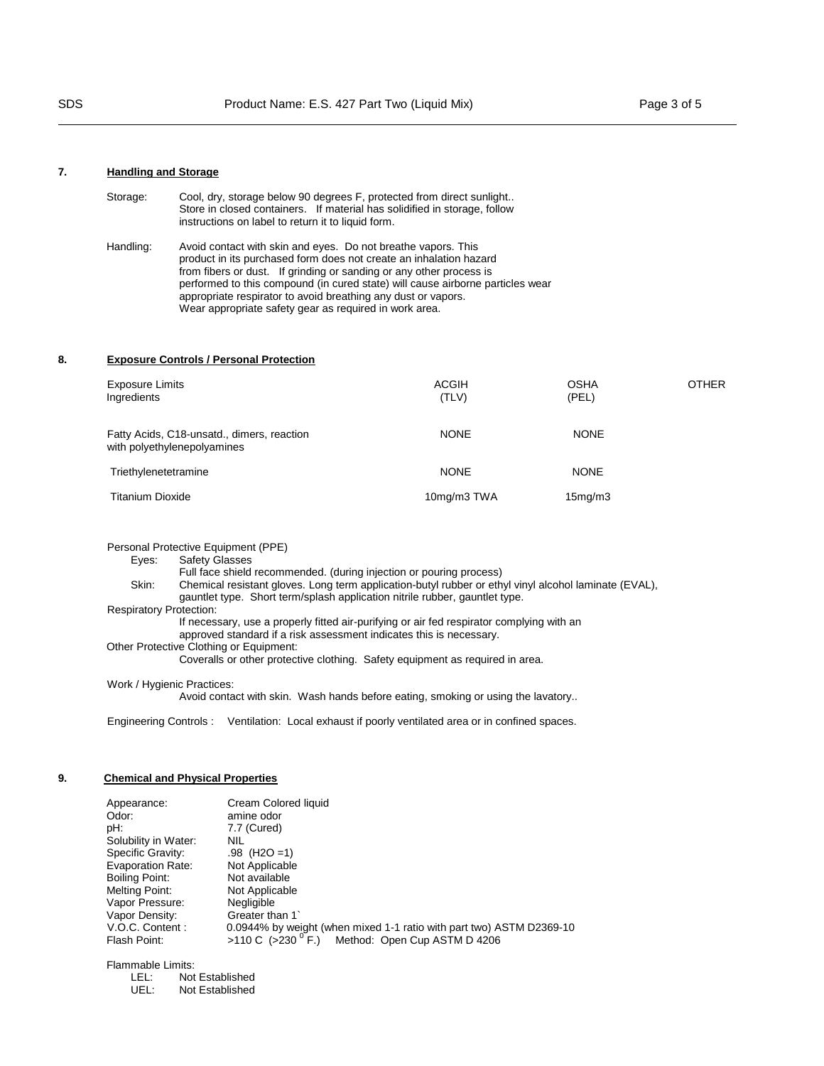## 7. Handling and Storage

Storage: Cool, dry, storage below 90 degrees F, protected from direct sunlight.. Store in closed containers. If material has solidified in storage, follow instructions on label to return it to liquid form.

Handling: Avoid contact with skin and eyes. Do not breathe vapors. This product in its purchased form does not create an inhalation hazard from fibers or dust. If grinding or sanding or any other process is performed to this compound (in cured state) will cause airborne particles wear appropriate respirator to avoid breathing any dust or vapors. Wear appropriate safety gear as required in work area.

## 8. Exposure Controls / Personal Protection

| Exposure Limits Ingredients | ACGIH (TLV) | OSHA (PEL) | OTHER |
|---|---|---|---|
| Fatty Acids, C18-unsatd., dimers, reaction with polyethylenepolyamines | NONE | NONE | |
| Triethylenetetramine | NONE | NONE | |
| Titanium Dioxide | 10mg/m3 TWA | 15mg/m3 | |

Personal Protective Equipment (PPE)

Eyes: Safety Glasses
Full face shield recommended. (during injection or pouring process)

Skin: Chemical resistant gloves. Long term application-butyl rubber or ethyl vinyl alcohol laminate (EVAL), gauntlet type. Short term/splash application nitrile rubber, gauntlet type.

Respiratory Protection:
If necessary, use a properly fitted air-purifying or air fed respirator complying with an approved standard if a risk assessment indicates this is necessary.

Other Protective Clothing or Equipment:
Coveralls or other protective clothing. Safety equipment as required in area.

Work / Hygienic Practices:
Avoid contact with skin. Wash hands before eating, smoking or using the lavatory..

Engineering Controls : Ventilation: Local exhaust if poorly ventilated area or in confined spaces.

## 9. Chemical and Physical Properties

Appearance: Cream Colored liquid
Odor: amine odor
pH: 7.7 (Cured)
Solubility in Water: NIL
Specific Gravity: .98 ($H_2O$ =1)
Evaporation Rate: Not Applicable
Boiling Point: Not available
Melting Point: Not Applicable
Vapor Pressure: Negligible
Vapor Density: Greater than 1`
V.O.C. Content : 0.0944% by weight (when mixed 1-1 ratio with part two) ASTM D2369-10
Flash Point: >110 C (>230 $^0$F.) Method: Open Cup ASTM D 4206

Flammable Limits:
LEL: Not Established
UEL: Not Established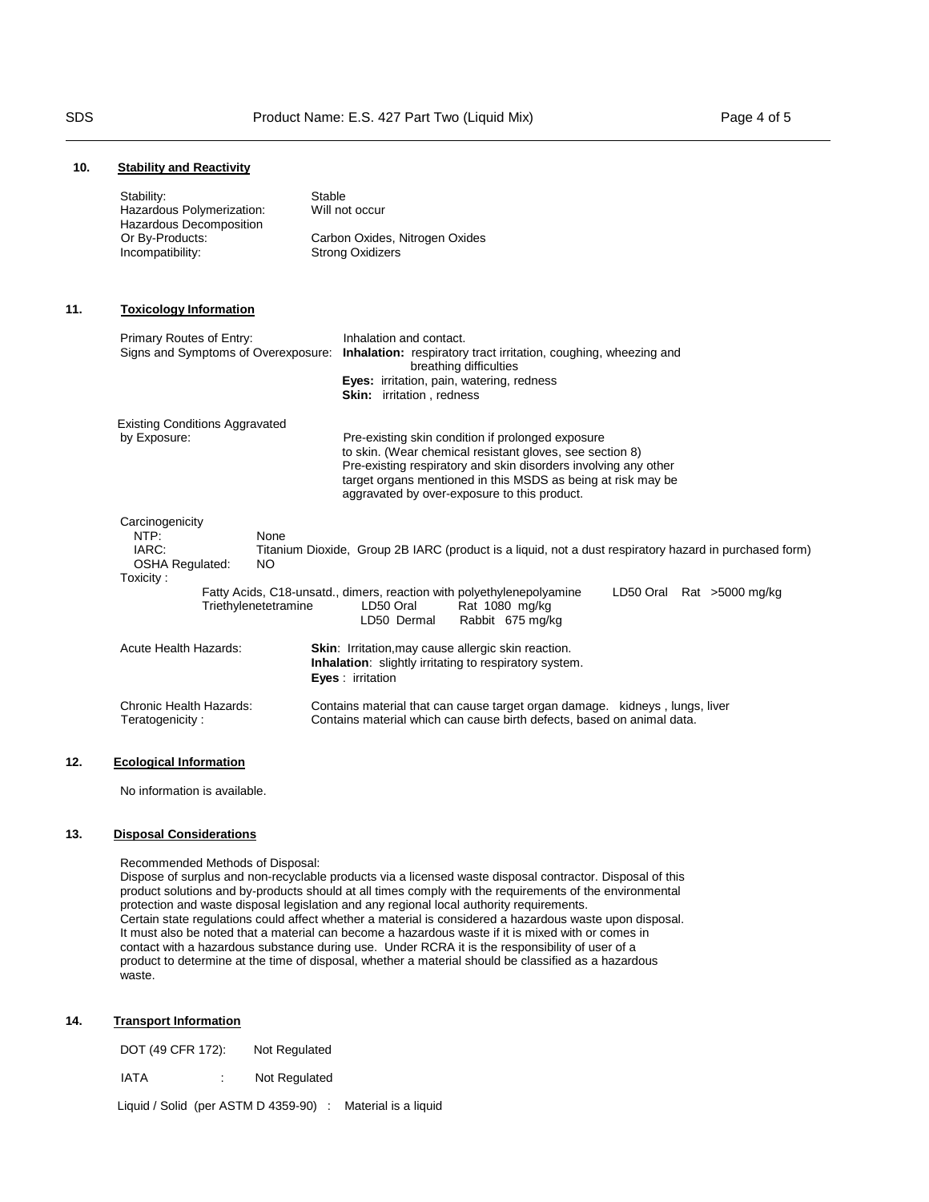## 10. Stability and Reactivity

| | |
|---|---|
| Stability: | Stable |
| Hazardous Polymerization: | Will not occur |
| Hazardous Decomposition Or By-Products: | Carbon Oxides, Nitrogen Oxides |
| Incompatibility: | Strong Oxidizers |

## 11. Toxicology Information

Primary Routes of Entry: Inhalation and contact.

Signs and Symptoms of Overexposure:
- **Inhalation:** respiratory tract irritation, coughing, wheezing and breathing difficulties
- **Eyes:** irritation, pain, watering, redness
- **Skin:** irritation , redness

Existing Conditions Aggravated by Exposure: Pre-existing skin condition if prolonged exposure to skin. (Wear chemical resistant gloves, see section 8) Pre-existing respiratory and skin disorders involving any other target organs mentioned in this MSDS as being at risk may be aggravated by over-exposure to this product.

Carcinogenicity
- NTP: None
- IARC: Titanium Dioxide, Group 2B IARC (product is a liquid, not a dust respiratory hazard in purchased form)
- OSHA Regulated: NO

Toxicity :

| Substance | Test | Species / Value |
|---|---|---|
| Fatty Acids, C18-unsatd., dimers, reaction with polyethylenepolyamine | LD50 Oral | Rat >5000 mg/kg |
| Triethylenetetramine | LD50 Oral | Rat 1080 mg/kg |
| | LD50 Dermal | Rabbit 675 mg/kg |

Acute Health Hazards:
- **Skin**: Irritation,may cause allergic skin reaction.
- **Inhalation**: slightly irritating to respiratory system.
- **Eyes** : irritation

Chronic Health Hazards: Contains material that can cause target organ damage. kidneys , lungs, liver

Teratogenicity : Contains material which can cause birth defects, based on animal data.

## 12. Ecological Information

No information is available.

## 13. Disposal Considerations

Recommended Methods of Disposal:
Dispose of surplus and non-recyclable products via a licensed waste disposal contractor. Disposal of this product solutions and by-products should at all times comply with the requirements of the environmental protection and waste disposal legislation and any regional local authority requirements.
Certain state regulations could affect whether a material is considered a hazardous waste upon disposal. It must also be noted that a material can become a hazardous waste if it is mixed with or comes in contact with a hazardous substance during use. Under RCRA it is the responsibility of user of a product to determine at the time of disposal, whether a material should be classified as a hazardous waste.

## 14. Transport Information

DOT (49 CFR 172): Not Regulated

IATA : Not Regulated

Liquid / Solid (per ASTM D 4359-90) : Material is a liquid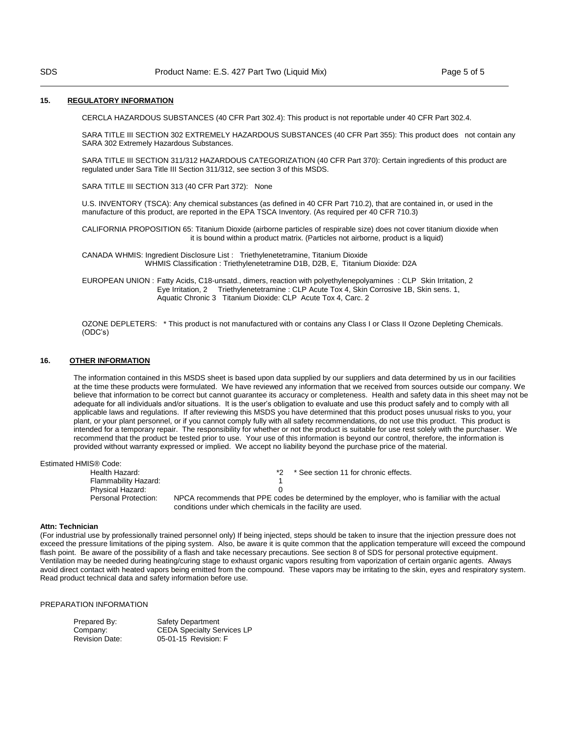## 15. REGULATORY INFORMATION

CERCLA HAZARDOUS SUBSTANCES (40 CFR Part 302.4): This product is not reportable under 40 CFR Part 302.4.

SARA TITLE III SECTION 302 EXTREMELY HAZARDOUS SUBSTANCES (40 CFR Part 355): This product does not contain any SARA 302 Extremely Hazardous Substances.

SARA TITLE III SECTION 311/312 HAZARDOUS CATEGORIZATION (40 CFR Part 370): Certain ingredients of this product are regulated under Sara Title III Section 311/312, see section 3 of this MSDS.

SARA TITLE III SECTION 313 (40 CFR Part 372): None

U.S. INVENTORY (TSCA): Any chemical substances (as defined in 40 CFR Part 710.2), that are contained in, or used in the manufacture of this product, are reported in the EPA TSCA Inventory. (As required per 40 CFR 710.3)

CALIFORNIA PROPOSITION 65: Titanium Dioxide (airborne particles of respirable size) does not cover titanium dioxide when it is bound within a product matrix. (Particles not airborne, product is a liquid)

CANADA WHMIS: Ingredient Disclosure List : Triethylenetetramine, Titanium Dioxide
WHMIS Classification : Triethylenetetramine D1B, D2B, E, Titanium Dioxide: D2A

EUROPEAN UNION : Fatty Acids, C18-unsatd., dimers, reaction with polyethylenepolyamines : CLP Skin Irritation, 2 Eye Irritation, 2 Triethylenetetramine : CLP Acute Tox 4, Skin Corrosive 1B, Skin sens. 1, Aquatic Chronic 3 Titanium Dioxide: CLP Acute Tox 4, Carc. 2

OZONE DEPLETERS: * This product is not manufactured with or contains any Class I or Class II Ozone Depleting Chemicals. (ODC's)

## 16. OTHER INFORMATION

The information contained in this MSDS sheet is based upon data supplied by our suppliers and data determined by us in our facilities at the time these products were formulated. We have reviewed any information that we received from sources outside our company. We believe that information to be correct but cannot guarantee its accuracy or completeness. Health and safety data in this sheet may not be adequate for all individuals and/or situations. It is the user's obligation to evaluate and use this product safely and to comply with all applicable laws and regulations. If after reviewing this MSDS you have determined that this product poses unusual risks to you, your plant, or your plant personnel, or if you cannot comply fully with all safety recommendations, do not use this product. This product is intended for a temporary repair. The responsibility for whether or not the product is suitable for use rest solely with the purchaser. We recommend that the product be tested prior to use. Your use of this information is beyond our control, therefore, the information is provided without warranty expressed or implied. We accept no liability beyond the purchase price of the material.

Estimated HMIS® Code:

| | | |
|---|---|---|
| Health Hazard: | *2 | * See section 11 for chronic effects. |
| Flammability Hazard: | 1 | |
| Physical Hazard: | 0 | |
| Personal Protection: | NPCA recommends that PPE codes be determined by the employer, who is familiar with the actual conditions under which chemicals in the facility are used. | |

**Attn: Technician**

(For industrial use by professionally trained personnel only) If being injected, steps should be taken to insure that the injection pressure does not exceed the pressure limitations of the piping system. Also, be aware it is quite common that the application temperature will exceed the compound flash point. Be aware of the possibility of a flash and take necessary precautions. See section 8 of SDS for personal protective equipment. Ventilation may be needed during heating/curing stage to exhaust organic vapors resulting from vaporization of certain organic agents. Always avoid direct contact with heated vapors being emitted from the compound. These vapors may be irritating to the skin, eyes and respiratory system. Read product technical data and safety information before use.

PREPARATION INFORMATION

| | |
|---|---|
| Prepared By: | Safety Department |
| Company: | CEDA Specialty Services LP |
| Revision Date: | 05-01-15 Revision: F |